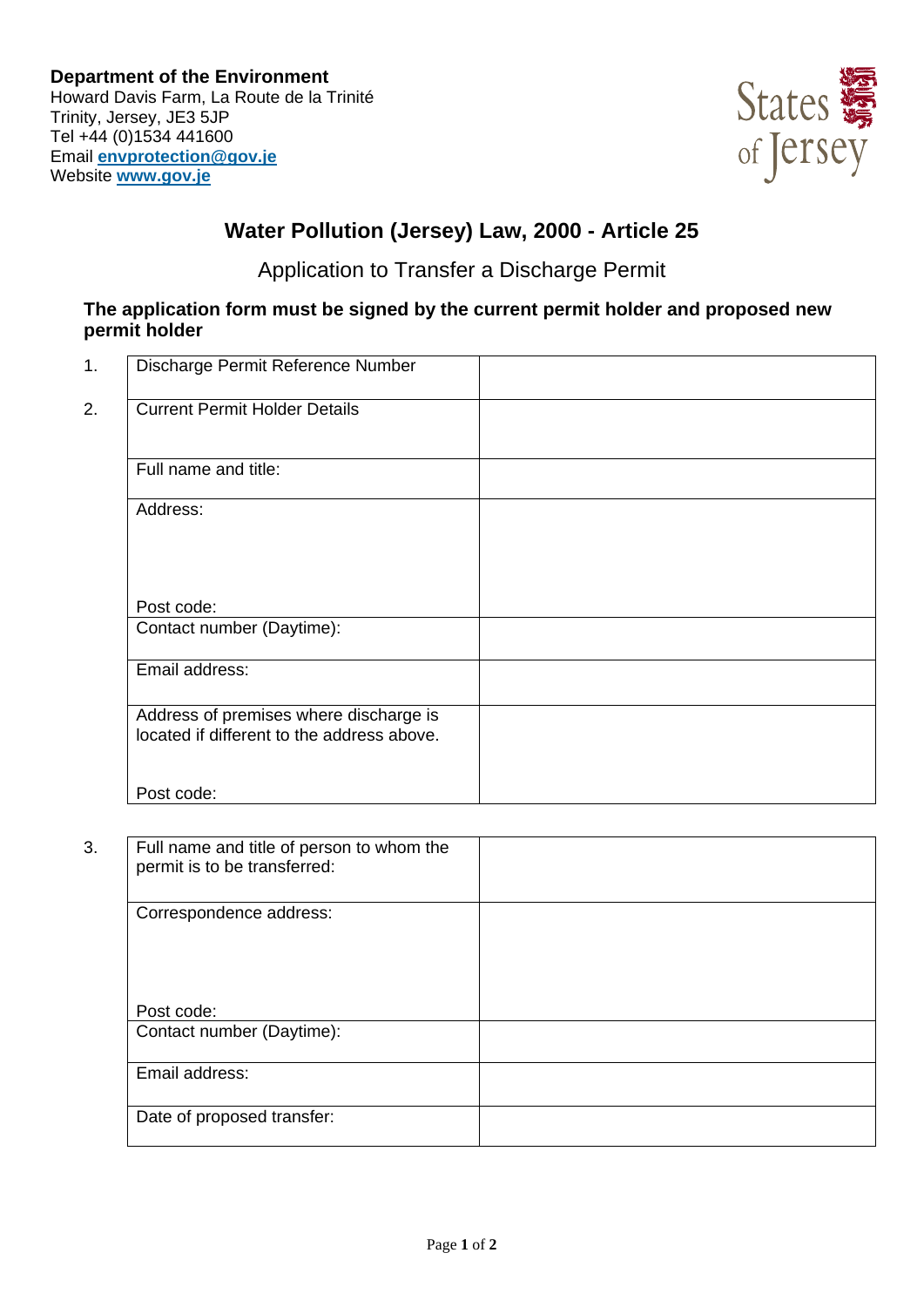**Department of the Environment**
Howard Davis Farm, La Route de la Trinité
Trinity, Jersey, JE3 5JP
Tel +44 (0)1534 441600
Email **envprotection@gov.je**
Website **www.gov.je**

States of Jersey

# Water Pollution (Jersey) Law, 2000 - Article 25

## Application to Transfer a Discharge Permit

**The application form must be signed by the current permit holder and proposed new permit holder**

| | | |
|---|---|---|
| 1. | Discharge Permit Reference Number | |
| 2. | Current Permit Holder Details | |
| | Full name and title: | |
| | Address:<br><br>Post code: | |
| | Contact number (Daytime): | |
| | Email address: | |
| | Address of premises where discharge is located if different to the address above.<br><br>Post code: | |

| | | |
|---|---|---|
| 3. | Full name and title of person to whom the permit is to be transferred: | |
| | Correspondence address:<br><br>Post code: | |
| | Contact number (Daytime): | |
| | Email address: | |
| | Date of proposed transfer: | |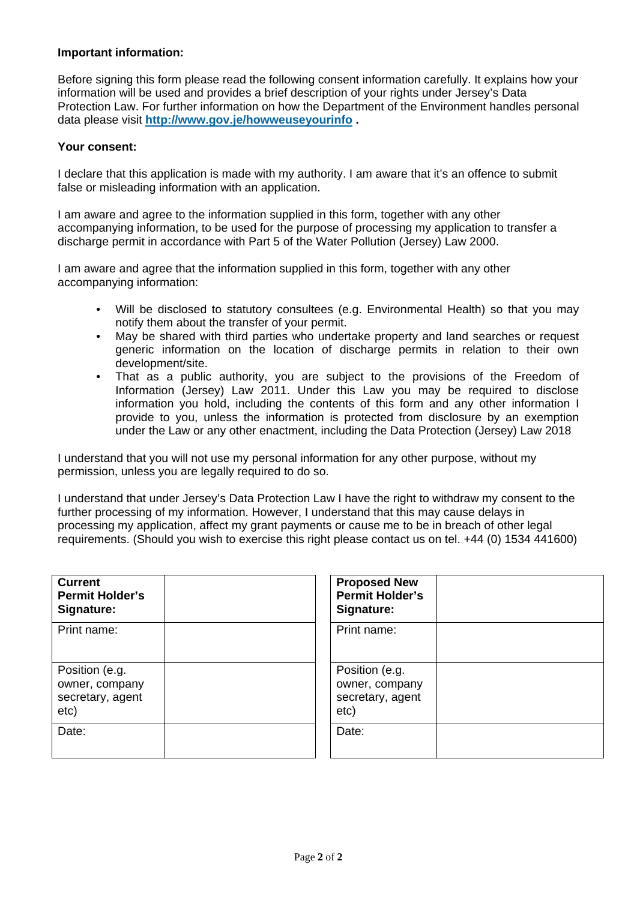**Important information:**

Before signing this form please read the following consent information carefully. It explains how your information will be used and provides a brief description of your rights under Jersey's Data Protection Law. For further information on how the Department of the Environment handles personal data please visit **http://www.gov.je/howweuseyourinfo** **.**

**Your consent:**

I declare that this application is made with my authority. I am aware that it's an offence to submit false or misleading information with an application.

I am aware and agree to the information supplied in this form, together with any other accompanying information, to be used for the purpose of processing my application to transfer a discharge permit in accordance with Part 5 of the Water Pollution (Jersey) Law 2000.

I am aware and agree that the information supplied in this form, together with any other accompanying information:

- Will be disclosed to statutory consultees (e.g. Environmental Health) so that you may notify them about the transfer of your permit.
- May be shared with third parties who undertake property and land searches or request generic information on the location of discharge permits in relation to their own development/site.
- That as a public authority, you are subject to the provisions of the Freedom of Information (Jersey) Law 2011. Under this Law you may be required to disclose information you hold, including the contents of this form and any other information I provide to you, unless the information is protected from disclosure by an exemption under the Law or any other enactment, including the Data Protection (Jersey) Law 2018

I understand that you will not use my personal information for any other purpose, without my permission, unless you are legally required to do so.

I understand that under Jersey's Data Protection Law I have the right to withdraw my consent to the further processing of my information. However, I understand that this may cause delays in processing my application, affect my grant payments or cause me to be in breach of other legal requirements. (Should you wish to exercise this right please contact us on tel. +44 (0) 1534 441600)

| | |
|---|---|
| **Current Permit Holder's Signature:** | |
| Print name: | |
| Position (e.g. owner, company secretary, agent etc) | |
| Date: | |

| | |
|---|---|
| **Proposed New Permit Holder's Signature:** | |
| Print name: | |
| Position (e.g. owner, company secretary, agent etc) | |
| Date: | |